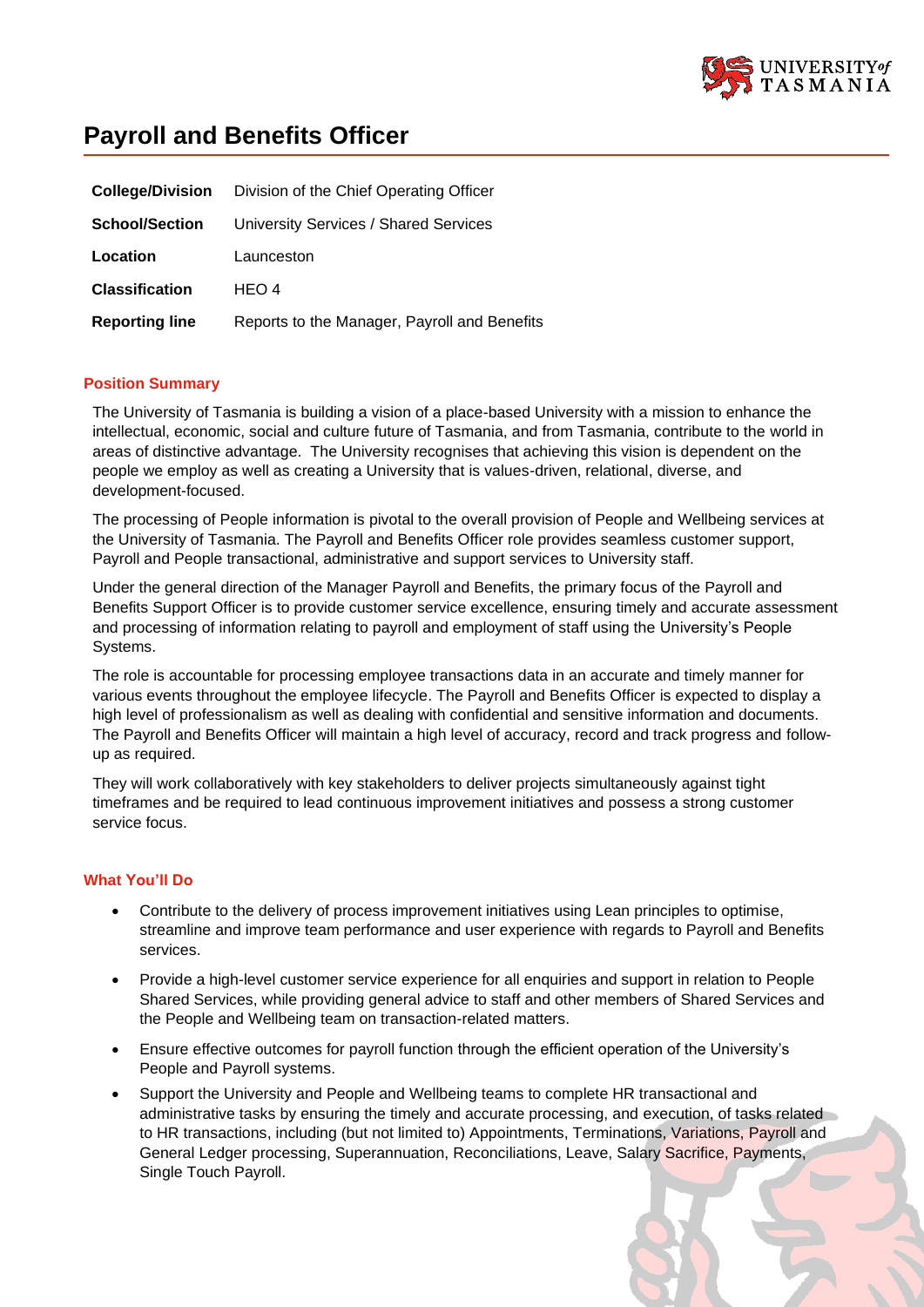# Payroll and Benefits Officer

| **College/Division** | Division of the Chief Operating Officer |
|---|---|
| **School/Section** | University Services / Shared Services |
| **Location** | Launceston |
| **Classification** | HEO 4 |
| **Reporting line** | Reports to the Manager, Payroll and Benefits |

## Position Summary

The University of Tasmania is building a vision of a place-based University with a mission to enhance the intellectual, economic, social and culture future of Tasmania, and from Tasmania, contribute to the world in areas of distinctive advantage. The University recognises that achieving this vision is dependent on the people we employ as well as creating a University that is values-driven, relational, diverse, and development-focused.

The processing of People information is pivotal to the overall provision of People and Wellbeing services at the University of Tasmania. The Payroll and Benefits Officer role provides seamless customer support, Payroll and People transactional, administrative and support services to University staff.

Under the general direction of the Manager Payroll and Benefits, the primary focus of the Payroll and Benefits Support Officer is to provide customer service excellence, ensuring timely and accurate assessment and processing of information relating to payroll and employment of staff using the University's People Systems.

The role is accountable for processing employee transactions data in an accurate and timely manner for various events throughout the employee lifecycle. The Payroll and Benefits Officer is expected to display a high level of professionalism as well as dealing with confidential and sensitive information and documents. The Payroll and Benefits Officer will maintain a high level of accuracy, record and track progress and follow-up as required.

They will work collaboratively with key stakeholders to deliver projects simultaneously against tight timeframes and be required to lead continuous improvement initiatives and possess a strong customer service focus.

## What You'll Do

- Contribute to the delivery of process improvement initiatives using Lean principles to optimise, streamline and improve team performance and user experience with regards to Payroll and Benefits services.
- Provide a high-level customer service experience for all enquiries and support in relation to People Shared Services, while providing general advice to staff and other members of Shared Services and the People and Wellbeing team on transaction-related matters.
- Ensure effective outcomes for payroll function through the efficient operation of the University's People and Payroll systems.
- Support the University and People and Wellbeing teams to complete HR transactional and administrative tasks by ensuring the timely and accurate processing, and execution, of tasks related to HR transactions, including (but not limited to) Appointments, Terminations, Variations, Payroll and General Ledger processing, Superannuation, Reconciliations, Leave, Salary Sacrifice, Payments, Single Touch Payroll.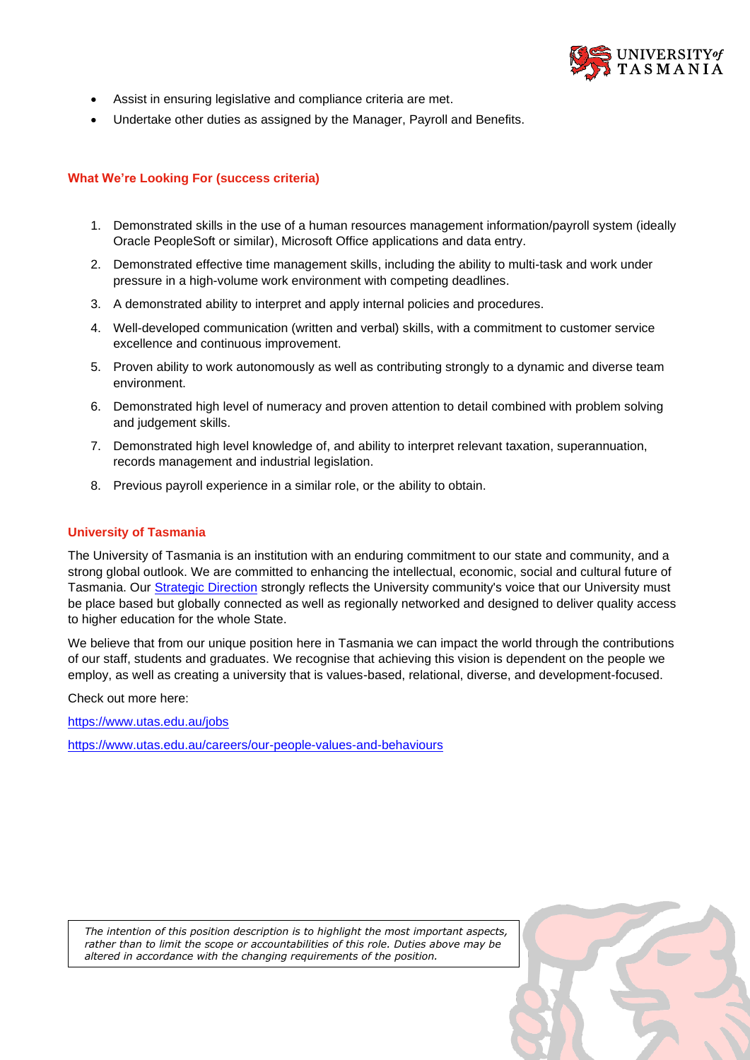- Assist in ensuring legislative and compliance criteria are met.
- Undertake other duties as assigned by the Manager, Payroll and Benefits.

## What We're Looking For (success criteria)

1. Demonstrated skills in the use of a human resources management information/payroll system (ideally Oracle PeopleSoft or similar), Microsoft Office applications and data entry.
2. Demonstrated effective time management skills, including the ability to multi-task and work under pressure in a high-volume work environment with competing deadlines.
3. A demonstrated ability to interpret and apply internal policies and procedures.
4. Well-developed communication (written and verbal) skills, with a commitment to customer service excellence and continuous improvement.
5. Proven ability to work autonomously as well as contributing strongly to a dynamic and diverse team environment.
6. Demonstrated high level of numeracy and proven attention to detail combined with problem solving and judgement skills.
7. Demonstrated high level knowledge of, and ability to interpret relevant taxation, superannuation, records management and industrial legislation.
8. Previous payroll experience in a similar role, or the ability to obtain.

## University of Tasmania

The University of Tasmania is an institution with an enduring commitment to our state and community, and a strong global outlook. We are committed to enhancing the intellectual, economic, social and cultural future of Tasmania. Our Strategic Direction strongly reflects the University community's voice that our University must be place based but globally connected as well as regionally networked and designed to deliver quality access to higher education for the whole State.

We believe that from our unique position here in Tasmania we can impact the world through the contributions of our staff, students and graduates. We recognise that achieving this vision is dependent on the people we employ, as well as creating a university that is values-based, relational, diverse, and development-focused.

Check out more here:

https://www.utas.edu.au/jobs

https://www.utas.edu.au/careers/our-people-values-and-behaviours

*The intention of this position description is to highlight the most important aspects, rather than to limit the scope or accountabilities of this role. Duties above may be altered in accordance with the changing requirements of the position.*